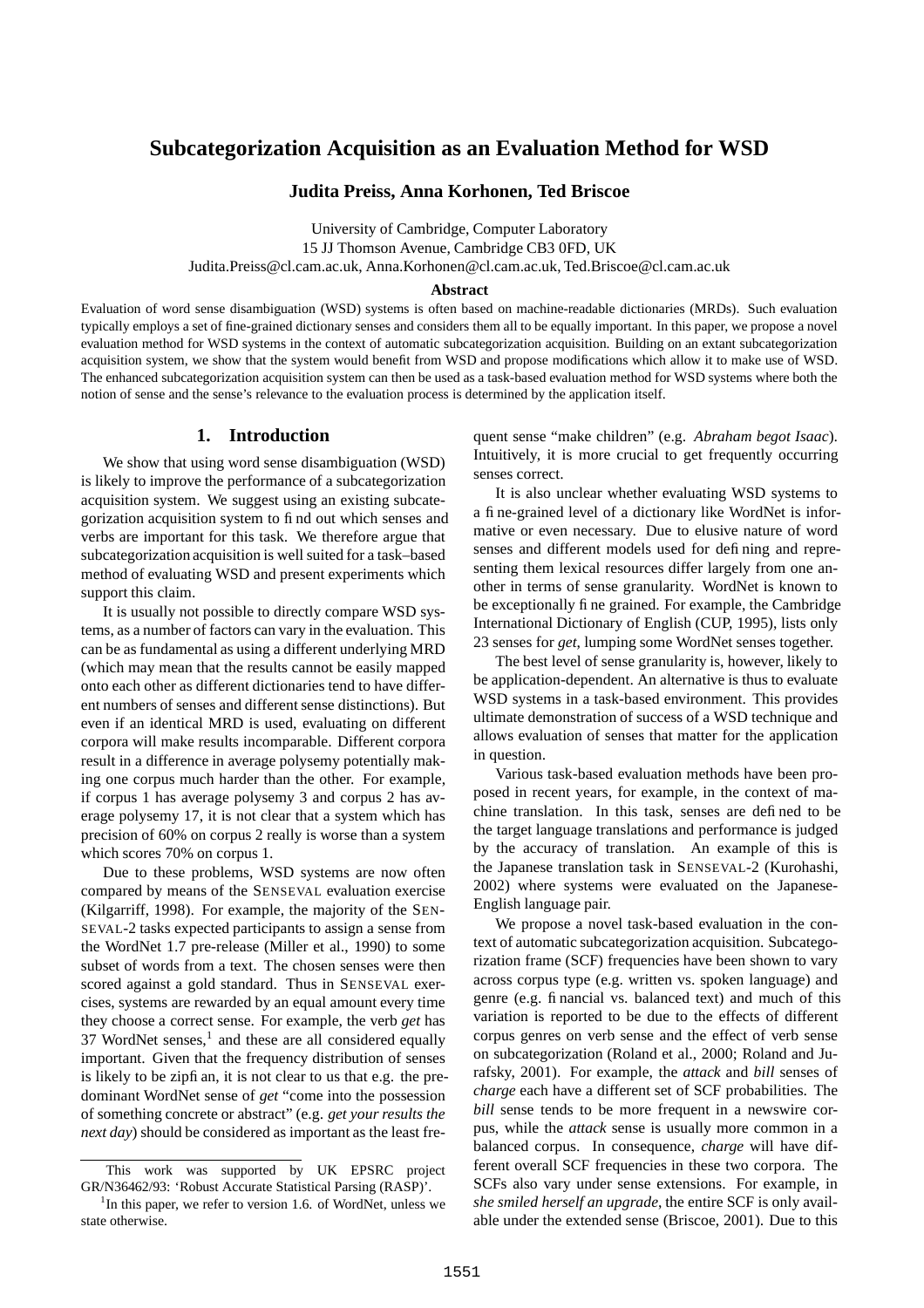# Subcategorization Acquisition as an Evaluation Method for WSD

**Judita Preiss, Anna Korhonen, Ted Briscoe**

University of Cambridge, Computer Laboratory
15 JJ Thomson Avenue, Cambridge CB3 0FD, UK
Judita.Preiss@cl.cam.ac.uk, Anna.Korhonen@cl.cam.ac.uk, Ted.Briscoe@cl.cam.ac.uk

**Abstract**

Evaluation of word sense disambiguation (WSD) systems is often based on machine-readable dictionaries (MRDs). Such evaluation typically employs a set of fine-grained dictionary senses and considers them all to be equally important. In this paper, we propose a novel evaluation method for WSD systems in the context of automatic subcategorization acquisition. Building on an extant subcategorization acquisition system, we show that the system would benefit from WSD and propose modifications which allow it to make use of WSD. The enhanced subcategorization acquisition system can then be used as a task-based evaluation method for WSD systems where both the notion of sense and the sense's relevance to the evaluation process is determined by the application itself.

## 1. Introduction

We show that using word sense disambiguation (WSD) is likely to improve the performance of a subcategorization acquisition system. We suggest using an existing subcategorization acquisition system to find out which senses and verbs are important for this task. We therefore argue that subcategorization acquisition is well suited for a task–based method of evaluating WSD and present experiments which support this claim.

It is usually not possible to directly compare WSD systems, as a number of factors can vary in the evaluation. This can be as fundamental as using a different underlying MRD (which may mean that the results cannot be easily mapped onto each other as different dictionaries tend to have different numbers of senses and different sense distinctions). But even if an identical MRD is used, evaluating on different corpora will make results incomparable. Different corpora result in a difference in average polysemy potentially making one corpus much harder than the other. For example, if corpus 1 has average polysemy 3 and corpus 2 has average polysemy 17, it is not clear that a system which has precision of 60% on corpus 2 really is worse than a system which scores 70% on corpus 1.

Due to these problems, WSD systems are now often compared by means of the SENSEVAL evaluation exercise (Kilgarriff, 1998). For example, the majority of the SENSEVAL-2 tasks expected participants to assign a sense from the WordNet 1.7 pre-release (Miller et al., 1990) to some subset of words from a text. The chosen senses were then scored against a gold standard. Thus in SENSEVAL exercises, systems are rewarded by an equal amount every time they choose a correct sense. For example, the verb *get* has 37 WordNet senses,[1] and these are all considered equally important. Given that the frequency distribution of senses is likely to be zipfian, it is not clear to us that e.g. the predominant WordNet sense of *get* "come into the possession of something concrete or abstract" (e.g. *get your results the next day*) should be considered as important as the least frequent sense "make children" (e.g. *Abraham begot Isaac*). Intuitively, it is more crucial to get frequently occurring senses correct.

It is also unclear whether evaluating WSD systems to a fine-grained level of a dictionary like WordNet is informative or even necessary. Due to elusive nature of word senses and different models used for defining and representing them lexical resources differ largely from one another in terms of sense granularity. WordNet is known to be exceptionally fine grained. For example, the Cambridge International Dictionary of English (CUP, 1995), lists only 23 senses for *get*, lumping some WordNet senses together.

The best level of sense granularity is, however, likely to be application-dependent. An alternative is thus to evaluate WSD systems in a task-based environment. This provides ultimate demonstration of success of a WSD technique and allows evaluation of senses that matter for the application in question.

Various task-based evaluation methods have been proposed in recent years, for example, in the context of machine translation. In this task, senses are defined to be the target language translations and performance is judged by the accuracy of translation. An example of this is the Japanese translation task in SENSEVAL-2 (Kurohashi, 2002) where systems were evaluated on the Japanese-English language pair.

We propose a novel task-based evaluation in the context of automatic subcategorization acquisition. Subcategorization frame (SCF) frequencies have been shown to vary across corpus type (e.g. written vs. spoken language) and genre (e.g. financial vs. balanced text) and much of this variation is reported to be due to the effects of different corpus genres on verb sense and the effect of verb sense on subcategorization (Roland et al., 2000; Roland and Jurafsky, 2001). For example, the *attack* and *bill* senses of *charge* each have a different set of SCF probabilities. The *bill* sense tends to be more frequent in a newswire corpus, while the *attack* sense is usually more common in a balanced corpus. In consequence, *charge* will have different overall SCF frequencies in these two corpora. The SCFs also vary under sense extensions. For example, in *she smiled herself an upgrade*, the entire SCF is only available under the extended sense (Briscoe, 2001). Due to this

This work was supported by UK EPSRC project GR/N36462/93: 'Robust Accurate Statistical Parsing (RASP)'.

[1] In this paper, we refer to version 1.6. of WordNet, unless we state otherwise.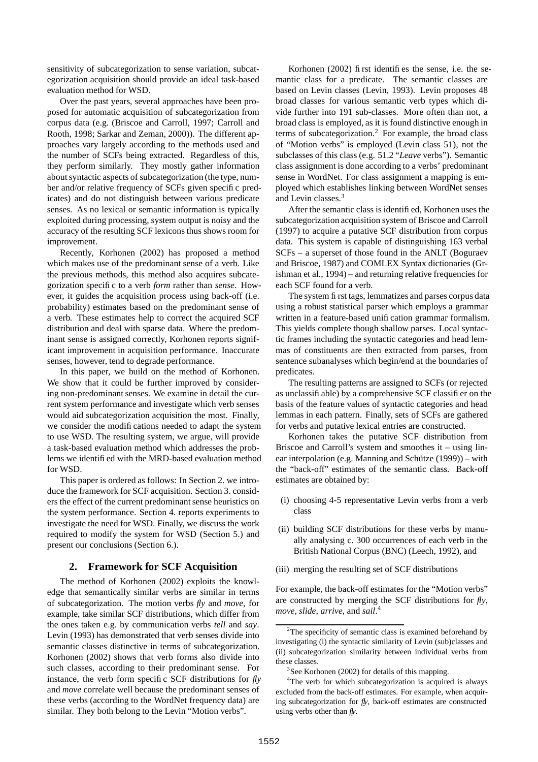sensitivity of subcategorization to sense variation, subcategorization acquisition should provide an ideal task-based evaluation method for WSD.

Over the past years, several approaches have been proposed for automatic acquisition of subcategorization from corpus data (e.g. (Briscoe and Carroll, 1997; Carroll and Rooth, 1998; Sarkar and Zeman, 2000)). The different approaches vary largely according to the methods used and the number of SCFs being extracted. Regardless of this, they perform similarly. They mostly gather information about syntactic aspects of subcategorization (the type, number and/or relative frequency of SCFs given specific predicates) and do not distinguish between various predicate senses. As no lexical or semantic information is typically exploited during processing, system output is noisy and the accuracy of the resulting SCF lexicons thus shows room for improvement.

Recently, Korhonen (2002) has proposed a method which makes use of the predominant sense of a verb. Like the previous methods, this method also acquires subcategorization specific to a verb *form* rather than *sense*. However, it guides the acquisition process using back-off (i.e. probability) estimates based on the predominant sense of a verb. These estimates help to correct the acquired SCF distribution and deal with sparse data. Where the predominant sense is assigned correctly, Korhonen reports significant improvement in acquisition performance. Inaccurate senses, however, tend to degrade performance.

In this paper, we build on the method of Korhonen. We show that it could be further improved by considering non-predominant senses. We examine in detail the current system performance and investigate which verb senses would aid subcategorization acquisition the most. Finally, we consider the modifications needed to adapt the system to use WSD. The resulting system, we argue, will provide a task-based evaluation method which addresses the problems we identified with the MRD-based evaluation method for WSD.

This paper is ordered as follows: In Section 2. we introduce the framework for SCF acquisition. Section 3. considers the effect of the current predominant sense heuristics on the system performance. Section 4. reports experiments to investigate the need for WSD. Finally, we discuss the work required to modify the system for WSD (Section 5.) and present our conclusions (Section 6.).

## 2. Framework for SCF Acquisition

The method of Korhonen (2002) exploits the knowledge that semantically similar verbs are similar in terms of subcategorization. The motion verbs *fly* and *move*, for example, take similar SCF distributions, which differ from the ones taken e.g. by communication verbs *tell* and *say*. Levin (1993) has demonstrated that verb senses divide into semantic classes distinctive in terms of subcategorization. Korhonen (2002) shows that verb forms also divide into such classes, according to their predominant sense. For instance, the verb form specific SCF distributions for *fly* and *move* correlate well because the predominant senses of these verbs (according to the WordNet frequency data) are similar. They both belong to the Levin "Motion verbs".

Korhonen (2002) first identifies the sense, i.e. the semantic class for a predicate. The semantic classes are based on Levin classes (Levin, 1993). Levin proposes 48 broad classes for various semantic verb types which divide further into 191 sub-classes. More often than not, a broad class is employed, as it is found distinctive enough in terms of subcategorization.[2] For example, the broad class of "Motion verbs" is employed (Levin class 51), not the subclasses of this class (e.g. 51.2 "*Leave* verbs"). Semantic class assignment is done according to a verbs' predominant sense in WordNet. For class assignment a mapping is employed which establishes linking between WordNet senses and Levin classes.[3]

After the semantic class is identified, Korhonen uses the subcategorization acquisition system of Briscoe and Carroll (1997) to acquire a putative SCF distribution from corpus data. This system is capable of distinguishing 163 verbal SCFs – a superset of those found in the ANLT (Boguraev and Briscoe, 1987) and COMLEX Syntax dictionaries (Grishman et al., 1994) – and returning relative frequencies for each SCF found for a verb.

The system first tags, lemmatizes and parses corpus data using a robust statistical parser which employs a grammar written in a feature-based unification grammar formalism. This yields complete though shallow parses. Local syntactic frames including the syntactic categories and head lemmas of constituents are then extracted from parses, from sentence subanalyses which begin/end at the boundaries of predicates.

The resulting patterns are assigned to SCFs (or rejected as unclassifiable) by a comprehensive SCF classifier on the basis of the feature values of syntactic categories and head lemmas in each pattern. Finally, sets of SCFs are gathered for verbs and putative lexical entries are constructed.

Korhonen takes the putative SCF distribution from Briscoe and Carroll's system and smoothes it – using linear interpolation (e.g. Manning and Schütze (1999)) – with the "back-off" estimates of the semantic class. Back-off estimates are obtained by:

(i) choosing 4-5 representative Levin verbs from a verb class

(ii) building SCF distributions for these verbs by manually analysing c. 300 occurrences of each verb in the British National Corpus (BNC) (Leech, 1992), and

(iii) merging the resulting set of SCF distributions

For example, the back-off estimates for the "Motion verbs" are constructed by merging the SCF distributions for *fly*, *move*, *slide*, *arrive*, and *sail*.[4]

[2] The specificity of semantic class is examined beforehand by investigating (i) the syntactic similarity of Levin (sub)classes and (ii) subcategorization similarity between individual verbs from these classes.

[3] See Korhonen (2002) for details of this mapping.

[4] The verb for which subcategorization is acquired is always excluded from the back-off estimates. For example, when acquiring subcategorization for *fly*, back-off estimates are constructed using verbs other than *fly*.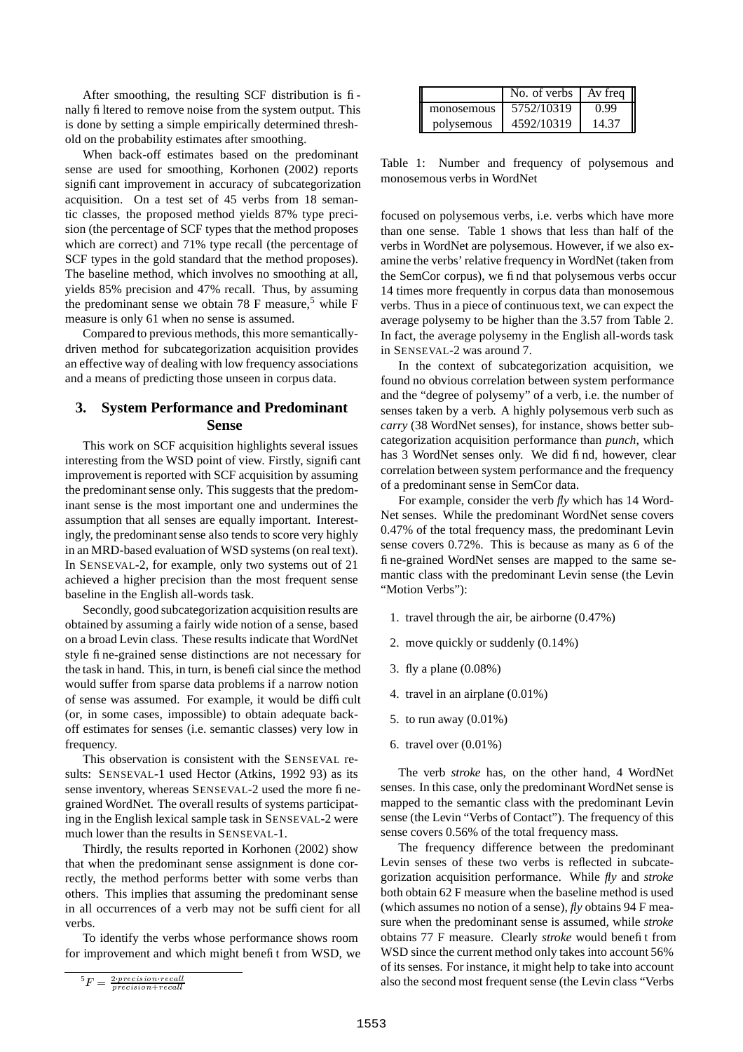After smoothing, the resulting SCF distribution is finally filtered to remove noise from the system output. This is done by setting a simple empirically determined threshold on the probability estimates after smoothing.

When back-off estimates based on the predominant sense are used for smoothing, Korhonen (2002) reports significant improvement in accuracy of subcategorization acquisition. On a test set of 45 verbs from 18 semantic classes, the proposed method yields 87% type precision (the percentage of SCF types that the method proposes which are correct) and 71% type recall (the percentage of SCF types in the gold standard that the method proposes). The baseline method, which involves no smoothing at all, yields 85% precision and 47% recall. Thus, by assuming the predominant sense we obtain 78 F measure,[5] while F measure is only 61 when no sense is assumed.

Compared to previous methods, this more semantically-driven method for subcategorization acquisition provides an effective way of dealing with low frequency associations and a means of predicting those unseen in corpus data.

## 3. System Performance and Predominant Sense

This work on SCF acquisition highlights several issues interesting from the WSD point of view. Firstly, significant improvement is reported with SCF acquisition by assuming the predominant sense only. This suggests that the predominant sense is the most important one and undermines the assumption that all senses are equally important. Interestingly, the predominant sense also tends to score very highly in an MRD-based evaluation of WSD systems (on real text). In SENSEVAL-2, for example, only two systems out of 21 achieved a higher precision than the most frequent sense baseline in the English all-words task.

Secondly, good subcategorization acquisition results are obtained by assuming a fairly wide notion of a sense, based on a broad Levin class. These results indicate that WordNet style fine-grained sense distinctions are not necessary for the task in hand. This, in turn, is beneficial since the method would suffer from sparse data problems if a narrow notion of sense was assumed. For example, it would be difficult (or, in some cases, impossible) to obtain adequate back-off estimates for senses (i.e. semantic classes) very low in frequency.

This observation is consistent with the SENSEVAL results: SENSEVAL-1 used Hector (Atkins, 1992 93) as its sense inventory, whereas SENSEVAL-2 used the more fine-grained WordNet. The overall results of systems participating in the English lexical sample task in SENSEVAL-2 were much lower than the results in SENSEVAL-1.

Thirdly, the results reported in Korhonen (2002) show that when the predominant sense assignment is done correctly, the method performs better with some verbs than others. This implies that assuming the predominant sense in all occurrences of a verb may not be sufficient for all verbs.

To identify the verbs whose performance shows room for improvement and which might benefit from WSD, we focused on polysemous verbs, i.e. verbs which have more than one sense. Table 1 shows that less than half of the verbs in WordNet are polysemous. However, if we also examine the verbs' relative frequency in WordNet (taken from the SemCor corpus), we find that polysemous verbs occur 14 times more frequently in corpus data than monosemous verbs. Thus in a piece of continuous text, we can expect the average polysemy to be higher than the 3.57 from Table 2. In fact, the average polysemy in the English all-words task in SENSEVAL-2 was around 7.

| | No. of verbs | Av freq |
|---|---|---|
| monosemous | 5752/10319 | 0.99 |
| polysemous | 4592/10319 | 14.37 |

Table 1: Number and frequency of polysemous and monosemous verbs in WordNet

In the context of subcategorization acquisition, we found no obvious correlation between system performance and the "degree of polysemy" of a verb, i.e. the number of senses taken by a verb. A highly polysemous verb such as *carry* (38 WordNet senses), for instance, shows better subcategorization acquisition performance than *punch*, which has 3 WordNet senses only. We did find, however, clear correlation between system performance and the frequency of a predominant sense in SemCor data.

For example, consider the verb *fly* which has 14 WordNet senses. While the predominant WordNet sense covers 0.47% of the total frequency mass, the predominant Levin sense covers 0.72%. This is because as many as 6 of the fine-grained WordNet senses are mapped to the same semantic class with the predominant Levin sense (the Levin "Motion Verbs"):

1. travel through the air, be airborne (0.47%)
2. move quickly or suddenly (0.14%)
3. fly a plane (0.08%)
4. travel in an airplane (0.01%)
5. to run away (0.01%)
6. travel over (0.01%)

The verb *stroke* has, on the other hand, 4 WordNet senses. In this case, only the predominant WordNet sense is mapped to the semantic class with the predominant Levin sense (the Levin "Verbs of Contact"). The frequency of this sense covers 0.56% of the total frequency mass.

The frequency difference between the predominant Levin senses of these two verbs is reflected in subcategorization acquisition performance. While *fly* and *stroke* both obtain 62 F measure when the baseline method is used (which assumes no notion of a sense), *fly* obtains 94 F measure when the predominant sense is assumed, while *stroke* obtains 77 F measure. Clearly *stroke* would benefit from WSD since the current method only takes into account 56% of its senses. For instance, it might help to take into account also the second most frequent sense (the Levin class "Verbs

[5] $F = \frac{2 \cdot precision \cdot recall}{precision + recall}$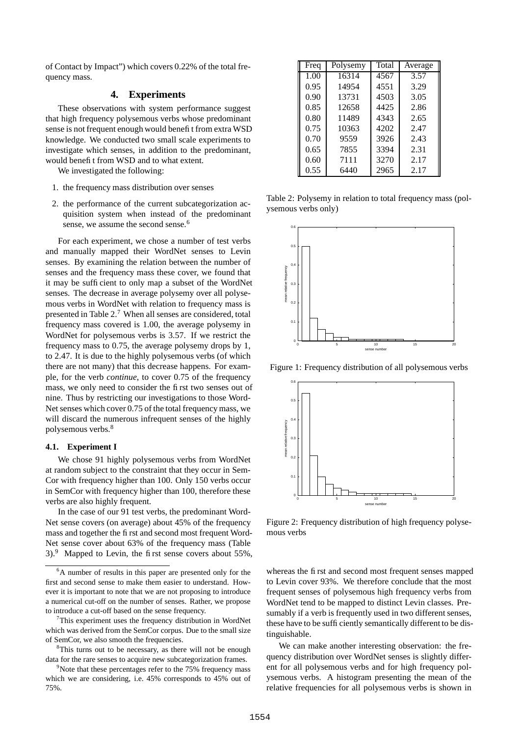of Contact by Impact") which covers 0.22% of the total frequency mass.

## 4. Experiments

These observations with system performance suggest that high frequency polysemous verbs whose predominant sense is not frequent enough would benefit from extra WSD knowledge. We conducted two small scale experiments to investigate which senses, in addition to the predominant, would benefit from WSD and to what extent.

We investigated the following:

1. the frequency mass distribution over senses
2. the performance of the current subcategorization acquisition system when instead of the predominant sense, we assume the second sense.[6]

For each experiment, we chose a number of test verbs and manually mapped their WordNet senses to Levin senses. By examining the relation between the number of senses and the frequency mass these cover, we found that it may be sufficient to only map a subset of the WordNet senses. The decrease in average polysemy over all polysemous verbs in WordNet with relation to frequency mass is presented in Table 2.[7] When all senses are considered, total frequency mass covered is 1.00, the average polysemy in WordNet for polysemous verbs is 3.57. If we restrict the frequency mass to 0.75, the average polysemy drops by 1, to 2.47. It is due to the highly polysemous verbs (of which there are not many) that this decrease happens. For example, for the verb *continue*, to cover 0.75 of the frequency mass, we only need to consider the first two senses out of nine. Thus by restricting our investigations to those WordNet senses which cover 0.75 of the total frequency mass, we will discard the numerous infrequent senses of the highly polysemous verbs.[8]

| Freq | Polysemy | Total | Average |
|---|---|---|---|
| 1.00 | 16314 | 4567 | 3.57 |
| 0.95 | 14954 | 4551 | 3.29 |
| 0.90 | 13731 | 4503 | 3.05 |
| 0.85 | 12658 | 4425 | 2.86 |
| 0.80 | 11489 | 4343 | 2.65 |
| 0.75 | 10363 | 4202 | 2.47 |
| 0.70 | 9559 | 3926 | 2.43 |
| 0.65 | 7855 | 3394 | 2.31 |
| 0.60 | 7111 | 3270 | 2.17 |
| 0.55 | 6440 | 2965 | 2.17 |

Table 2: Polysemy in relation to total frequency mass (polysemous verbs only)

Figure 1: Frequency distribution of all polysemous verbs

Figure 2: Frequency distribution of high frequency polysemous verbs

### 4.1. Experiment I

We chose 91 highly polysemous verbs from WordNet at random subject to the constraint that they occur in SemCor with frequency higher than 100. Only 150 verbs occur in SemCor with frequency higher than 100, therefore these verbs are also highly frequent.

In the case of our 91 test verbs, the predominant WordNet sense covers (on average) about 45% of the frequency mass and together the first and second most frequent WordNet sense cover about 63% of the frequency mass (Table 3).[9] Mapped to Levin, the first sense covers about 55%, whereas the first and second most frequent senses mapped to Levin cover 93%. We therefore conclude that the most frequent senses of polysemous high frequency verbs from WordNet tend to be mapped to distinct Levin classes. Presumably if a verb is frequently used in two different senses, these have to be sufficiently semantically different to be distinguishable.

We can make another interesting observation: the frequency distribution over WordNet senses is slightly different for all polysemous verbs and for high frequency polysemous verbs. A histogram presenting the mean of the relative frequencies for all polysemous verbs is shown in

[6] A number of results in this paper are presented only for the first and second sense to make them easier to understand. However it is important to note that we are not proposing to introduce a numerical cut-off on the number of senses. Rather, we propose to introduce a cut-off based on the sense frequency.

[7] This experiment uses the frequency distribution in WordNet which was derived from the SemCor corpus. Due to the small size of SemCor, we also smooth the frequencies.

[8] This turns out to be necessary, as there will not be enough data for the rare senses to acquire new subcategorization frames.

[9] Note that these percentages refer to the 75% frequency mass which we are considering, i.e. 45% corresponds to 45% out of 75%.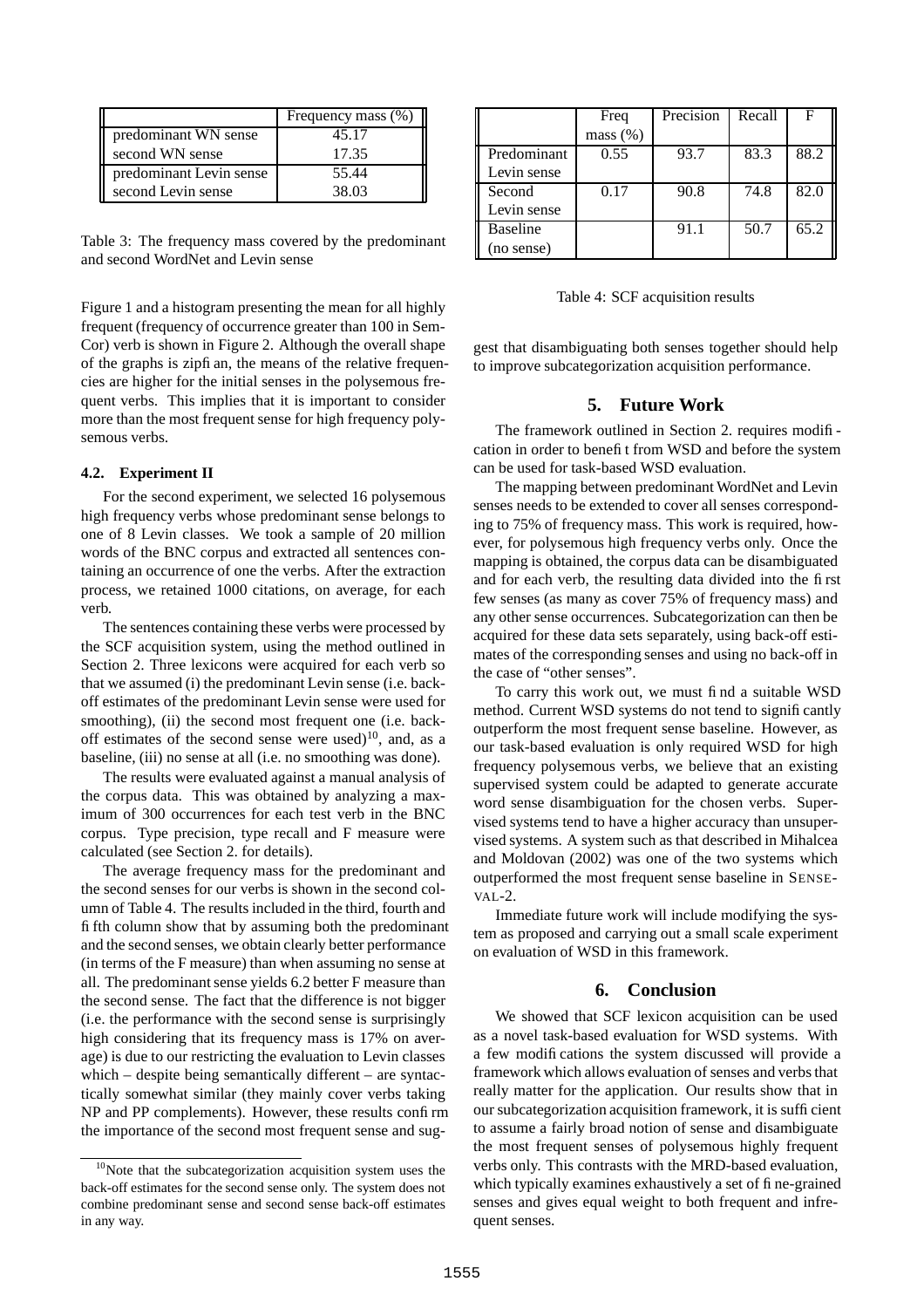|  | Frequency mass (%) |
| --- | --- |
| predominant WN sense | 45.17 |
| second WN sense | 17.35 |
| predominant Levin sense | 55.44 |
| second Levin sense | 38.03 |

Table 3: The frequency mass covered by the predominant and second WordNet and Levin sense

Figure 1 and a histogram presenting the mean for all highly frequent (frequency of occurrence greater than 100 in SemCor) verb is shown in Figure 2. Although the overall shape of the graphs is zipfian, the means of the relative frequencies are higher for the initial senses in the polysemous frequent verbs. This implies that it is important to consider more than the most frequent sense for high frequency polysemous verbs.

### 4.2. Experiment II

For the second experiment, we selected 16 polysemous high frequency verbs whose predominant sense belongs to one of 8 Levin classes. We took a sample of 20 million words of the BNC corpus and extracted all sentences containing an occurrence of one the verbs. After the extraction process, we retained 1000 citations, on average, for each verb.

The sentences containing these verbs were processed by the SCF acquisition system, using the method outlined in Section 2. Three lexicons were acquired for each verb so that we assumed (i) the predominant Levin sense (i.e. back-off estimates of the predominant Levin sense were used for smoothing), (ii) the second most frequent one (i.e. back-off estimates of the second sense were used)[10], and, as a baseline, (iii) no sense at all (i.e. no smoothing was done).

The results were evaluated against a manual analysis of the corpus data. This was obtained by analyzing a maximum of 300 occurrences for each test verb in the BNC corpus. Type precision, type recall and F measure were calculated (see Section 2. for details).

The average frequency mass for the predominant and the second senses for our verbs is shown in the second column of Table 4. The results included in the third, fourth and fifth column show that by assuming both the predominant and the second senses, we obtain clearly better performance (in terms of the F measure) than when assuming no sense at all. The predominant sense yields 6.2 better F measure than the second sense. The fact that the difference is not bigger (i.e. the performance with the second sense is surprisingly high considering that its frequency mass is 17% on average) is due to our restricting the evaluation to Levin classes which – despite being semantically different – are syntactically somewhat similar (they mainly cover verbs taking NP and PP complements). However, these results confirm the importance of the second most frequent sense and suggest that disambiguating both senses together should help to improve subcategorization acquisition performance.

[10]Note that the subcategorization acquisition system uses the back-off estimates for the second sense only. The system does not combine predominant sense and second sense back-off estimates in any way.

|  | Freq mass (%) | Precision | Recall | F |
| --- | --- | --- | --- | --- |
| Predominant Levin sense | 0.55 | 93.7 | 83.3 | 88.2 |
| Second Levin sense | 0.17 | 90.8 | 74.8 | 82.0 |
| Baseline (no sense) |  | 91.1 | 50.7 | 65.2 |

Table 4: SCF acquisition results

## 5. Future Work

The framework outlined in Section 2. requires modification in order to benefit from WSD and before the system can be used for task-based WSD evaluation.

The mapping between predominant WordNet and Levin senses needs to be extended to cover all senses corresponding to 75% of frequency mass. This work is required, however, for polysemous high frequency verbs only. Once the mapping is obtained, the corpus data can be disambiguated and for each verb, the resulting data divided into the first few senses (as many as cover 75% of frequency mass) and any other sense occurrences. Subcategorization can then be acquired for these data sets separately, using back-off estimates of the corresponding senses and using no back-off in the case of "other senses".

To carry this work out, we must find a suitable WSD method. Current WSD systems do not tend to significantly outperform the most frequent sense baseline. However, as our task-based evaluation is only required WSD for high frequency polysemous verbs, we believe that an existing supervised system could be adapted to generate accurate word sense disambiguation for the chosen verbs. Supervised systems tend to have a higher accuracy than unsupervised systems. A system such as that described in Mihalcea and Moldovan (2002) was one of the two systems which outperformed the most frequent sense baseline in SENSEVAL-2.

Immediate future work will include modifying the system as proposed and carrying out a small scale experiment on evaluation of WSD in this framework.

## 6. Conclusion

We showed that SCF lexicon acquisition can be used as a novel task-based evaluation for WSD systems. With a few modifications the system discussed will provide a framework which allows evaluation of senses and verbs that really matter for the application. Our results show that in our subcategorization acquisition framework, it is sufficient to assume a fairly broad notion of sense and disambiguate the most frequent senses of polysemous highly frequent verbs only. This contrasts with the MRD-based evaluation, which typically examines exhaustively a set of fine-grained senses and gives equal weight to both frequent and infrequent senses.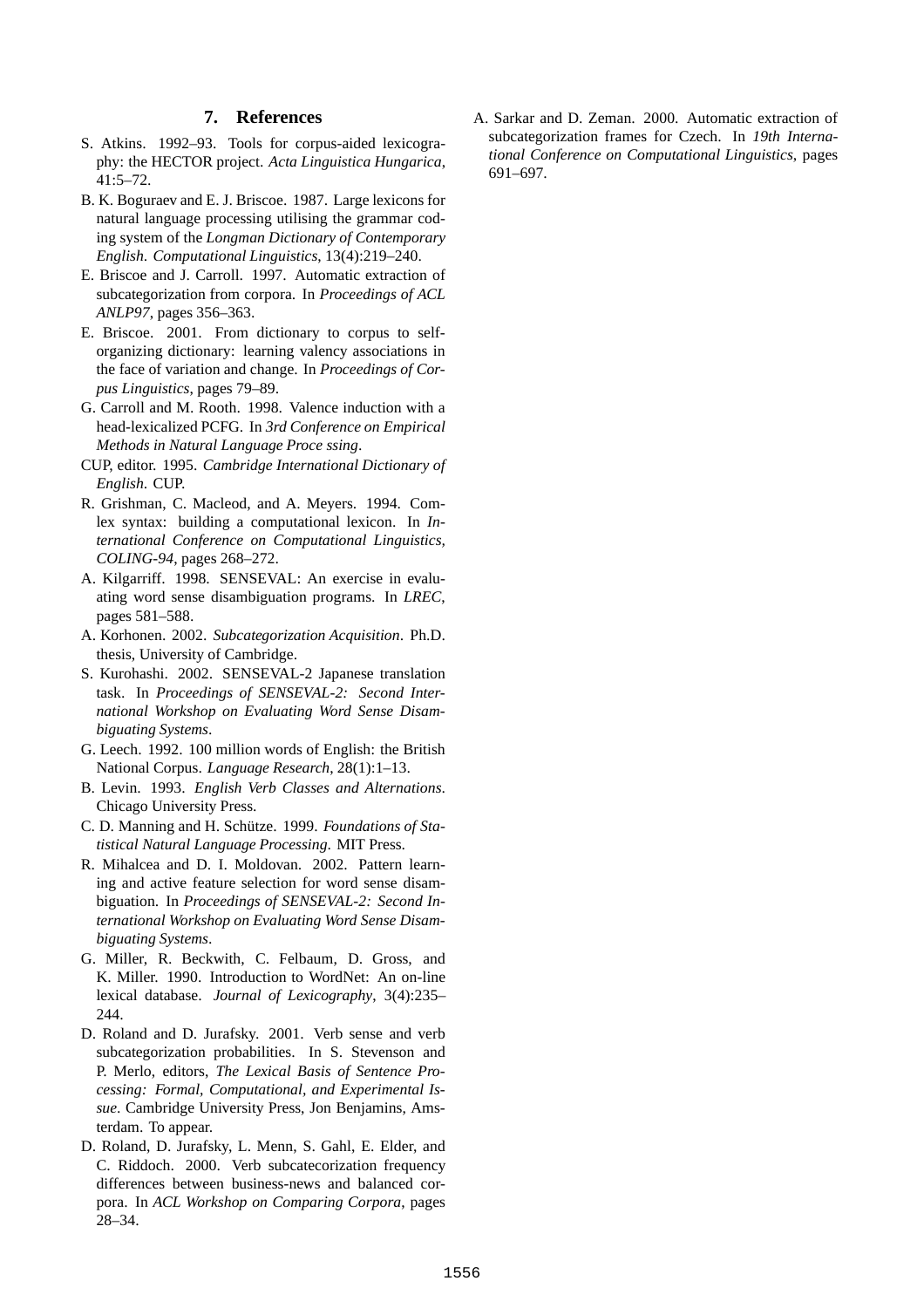## 7. References

S. Atkins. 1992–93. Tools for corpus-aided lexicography: the HECTOR project. *Acta Linguistica Hungarica*, 41:5–72.

B. K. Boguraev and E. J. Briscoe. 1987. Large lexicons for natural language processing utilising the grammar coding system of the *Longman Dictionary of Contemporary English*. *Computational Linguistics*, 13(4):219–240.

E. Briscoe and J. Carroll. 1997. Automatic extraction of subcategorization from corpora. In *Proceedings of ACL ANLP97*, pages 356–363.

E. Briscoe. 2001. From dictionary to corpus to self-organizing dictionary: learning valency associations in the face of variation and change. In *Proceedings of Corpus Linguistics*, pages 79–89.

G. Carroll and M. Rooth. 1998. Valence induction with a head-lexicalized PCFG. In *3rd Conference on Empirical Methods in Natural Language Proce ssing*.

CUP, editor. 1995. *Cambridge International Dictionary of English*. CUP.

R. Grishman, C. Macleod, and A. Meyers. 1994. Comlex syntax: building a computational lexicon. In *International Conference on Computational Linguistics, COLING-94*, pages 268–272.

A. Kilgarriff. 1998. SENSEVAL: An exercise in evaluating word sense disambiguation programs. In *LREC*, pages 581–588.

A. Korhonen. 2002. *Subcategorization Acquisition*. Ph.D. thesis, University of Cambridge.

S. Kurohashi. 2002. SENSEVAL-2 Japanese translation task. In *Proceedings of SENSEVAL-2: Second International Workshop on Evaluating Word Sense Disambiguating Systems*.

G. Leech. 1992. 100 million words of English: the British National Corpus. *Language Research*, 28(1):1–13.

B. Levin. 1993. *English Verb Classes and Alternations*. Chicago University Press.

C. D. Manning and H. Schütze. 1999. *Foundations of Statistical Natural Language Processing*. MIT Press.

R. Mihalcea and D. I. Moldovan. 2002. Pattern learning and active feature selection for word sense disambiguation. In *Proceedings of SENSEVAL-2: Second International Workshop on Evaluating Word Sense Disambiguating Systems*.

G. Miller, R. Beckwith, C. Felbaum, D. Gross, and K. Miller. 1990. Introduction to WordNet: An on-line lexical database. *Journal of Lexicography*, 3(4):235–244.

D. Roland and D. Jurafsky. 2001. Verb sense and verb subcategorization probabilities. In S. Stevenson and P. Merlo, editors, *The Lexical Basis of Sentence Processing: Formal, Computational, and Experimental Issue*. Cambridge University Press, Jon Benjamins, Amsterdam. To appear.

D. Roland, D. Jurafsky, L. Menn, S. Gahl, E. Elder, and C. Riddoch. 2000. Verb subcatecorization frequency differences between business-news and balanced corpora. In *ACL Workshop on Comparing Corpora*, pages 28–34.

A. Sarkar and D. Zeman. 2000. Automatic extraction of subcategorization frames for Czech. In *19th International Conference on Computational Linguistics*, pages 691–697.